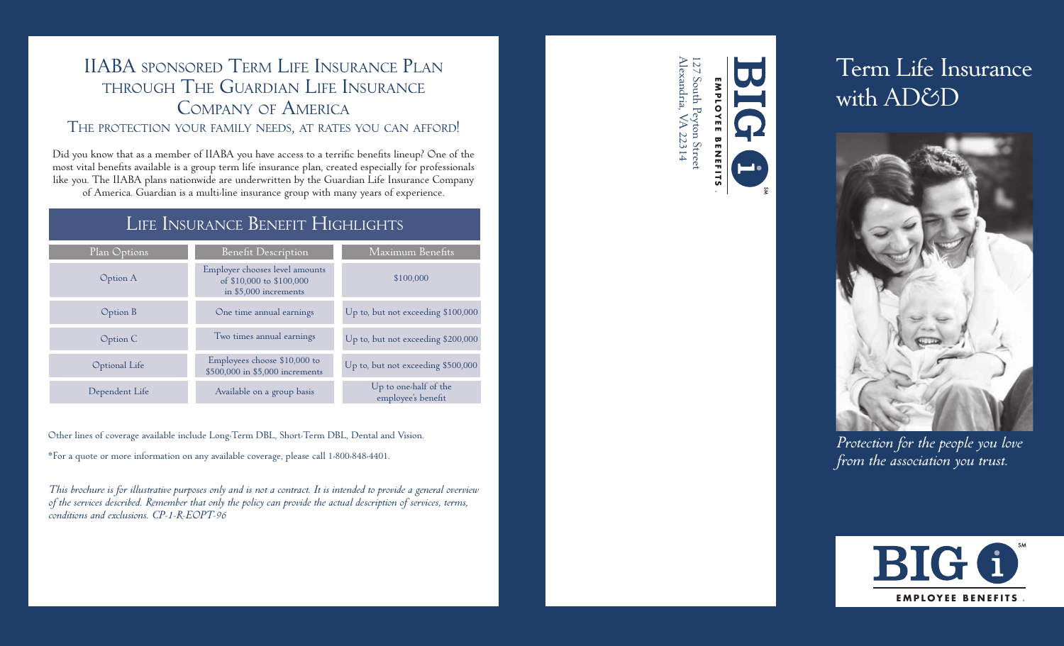# IIABA sponsored Term Life Insurance Plan through The Guardian Life Insurance Company of America

### The protection your family needs, at rates you can afford!

Did you know that as a member of IIABA you have access to a terrific benefits lineup? One of the most vital benefits available is a group term life insurance plan, created especially for professionals like you. The IIABA plans nationwide are underwritten by the Guardian Life Insurance Company of America. Guardian is a multi-line insurance group with many years of experience.

## Life Insurance Benefit Highlights

| Plan Options | Benefit Description | Maximum Benefits |
|---|---|---|
| Option A | Employer chooses level amounts of $10,000 to $100,000 in $5,000 increments | $100,000 |
| Option B | One time annual earnings | Up to, but not exceeding $100,000 |
| Option C | Two times annual earnings | Up to, but not exceeding $200,000 |
| Optional Life | Employees choose $10,000 to $500,000 in $5,000 increments | Up to, but not exceeding $500,000 |
| Dependent Life | Available on a group basis | Up to one-half of the employee's benefit |

Other lines of coverage available include Long-Term DBL, Short-Term DBL, Dental and Vision.

*For a quote or more information on any available coverage, please call 1-800-848-4401.

*This brochure is for illustrative purposes only and is not a contract. It is intended to provide a general overview of the services described. Remember that only the policy can provide the actual description of services, terms, conditions and exclusions. CP-1-R-EOPT-96*

BIG i℠ EMPLOYEE BENEFITS.

127 South Peyton Street
Alexandria, VA 22314

# Term Life Insurance with AD&D

*Protection for the people you love from the association you trust.*

BIG i℠ EMPLOYEE BENEFITS.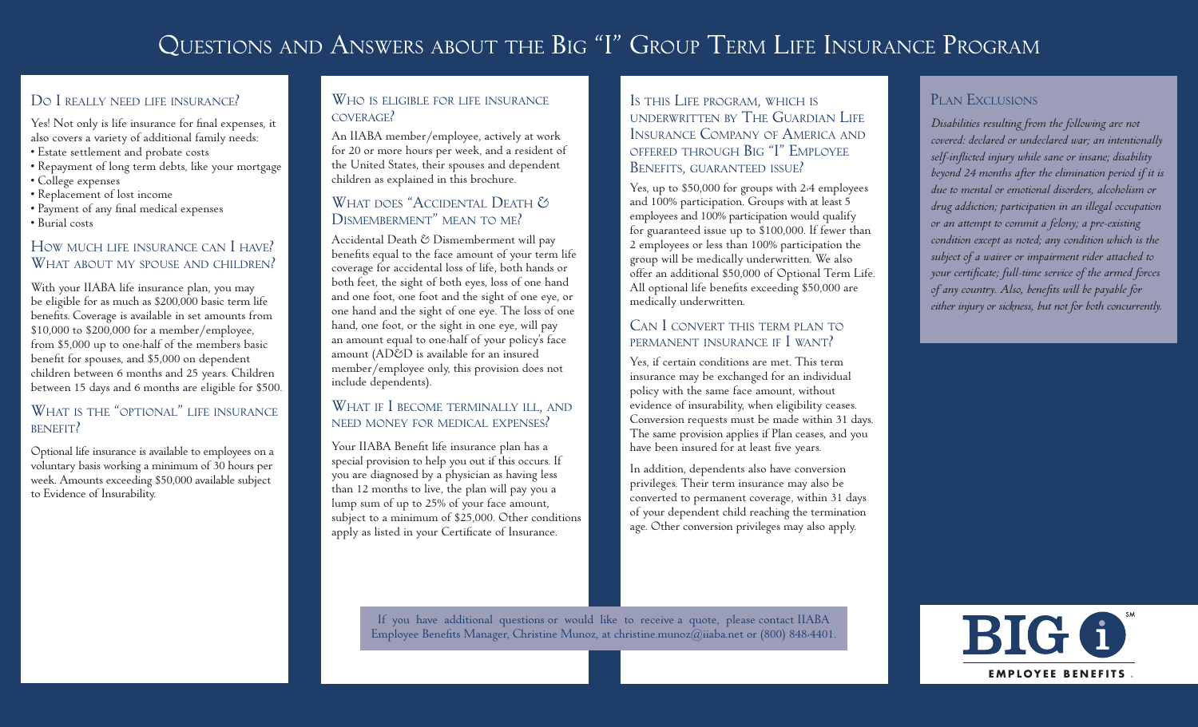# Questions and Answers about the Big "I" Group Term Life Insurance Program

## Do I really need life insurance?

Yes! Not only is life insurance for final expenses, it also covers a variety of additional family needs:

- Estate settlement and probate costs
- Repayment of long term debts, like your mortgage
- College expenses
- Replacement of lost income
- Payment of any final medical expenses
- Burial costs

## How much life insurance can I have? What about my spouse and children?

With your IIABA life insurance plan, you may be eligible for as much as $200,000 basic term life benefits. Coverage is available in set amounts from $10,000 to $200,000 for a member/employee, from $5,000 up to one-half of the members basic benefit for spouses, and $5,000 on dependent children between 6 months and 25 years. Children between 15 days and 6 months are eligible for $500.

## What is the "optional" life insurance benefit?

Optional life insurance is available to employees on a voluntary basis working a minimum of 30 hours per week. Amounts exceeding $50,000 available subject to Evidence of Insurability.

## Who is eligible for life insurance coverage?

An IIABA member/employee, actively at work for 20 or more hours per week, and a resident of the United States, their spouses and dependent children as explained in this brochure.

## What does "Accidental Death & Dismemberment" mean to me?

Accidental Death & Dismemberment will pay benefits equal to the face amount of your term life coverage for accidental loss of life, both hands or both feet, the sight of both eyes, loss of one hand and one foot, one foot and the sight of one eye, or one hand and the sight of one eye. The loss of one hand, one foot, or the sight in one eye, will pay an amount equal to one-half of your policy's face amount (AD&D is available for an insured member/employee only, this provision does not include dependents).

## What if I become terminally ill, and need money for medical expenses?

Your IIABA Benefit life insurance plan has a special provision to help you out if this occurs. If you are diagnosed by a physician as having less than 12 months to live, the plan will pay you a lump sum of up to 25% of your face amount, subject to a minimum of $25,000. Other conditions apply as listed in your Certificate of Insurance.

## Is this Life program, which is underwritten by The Guardian Life Insurance Company of America and offered through Big "I" Employee Benefits, guaranteed issue?

Yes, up to $50,000 for groups with 2-4 employees and 100% participation. Groups with at least 5 employees and 100% participation would qualify for guaranteed issue up to $100,000. If fewer than 2 employees or less than 100% participation the group will be medically underwritten. We also offer an additional $50,000 of Optional Term Life. All optional life benefits exceeding $50,000 are medically underwritten.

## Can I convert this term plan to permanent insurance if I want?

Yes, if certain conditions are met. This term insurance may be exchanged for an individual policy with the same face amount, without evidence of insurability, when eligibility ceases. Conversion requests must be made within 31 days. The same provision applies if Plan ceases, and you have been insured for at least five years.

In addition, dependents also have conversion privileges. Their term insurance may also be converted to permanent coverage, within 31 days of your dependent child reaching the termination age. Other conversion privileges may also apply.

## Plan Exclusions

*Disabilities resulting from the following are not covered: declared or undeclared war; an intentionally self-inflicted injury while sane or insane; disability beyond 24 months after the elimination period if it is due to mental or emotional disorders, alcoholism or drug addiction; participation in an illegal occupation or an attempt to commit a felony; a pre-existing condition except as noted; any condition which is the subject of a waiver or impairment rider attached to your certificate; full-time service of the armed forces of any country. Also, benefits will be payable for either injury or sickness, but not for both concurrently.*

If you have additional questions or would like to receive a quote, please contact IIABA Employee Benefits Manager, Christine Munoz, at christine.munoz@iiaba.net or (800) 848-4401.

BIG i℠ EMPLOYEE BENEFITS